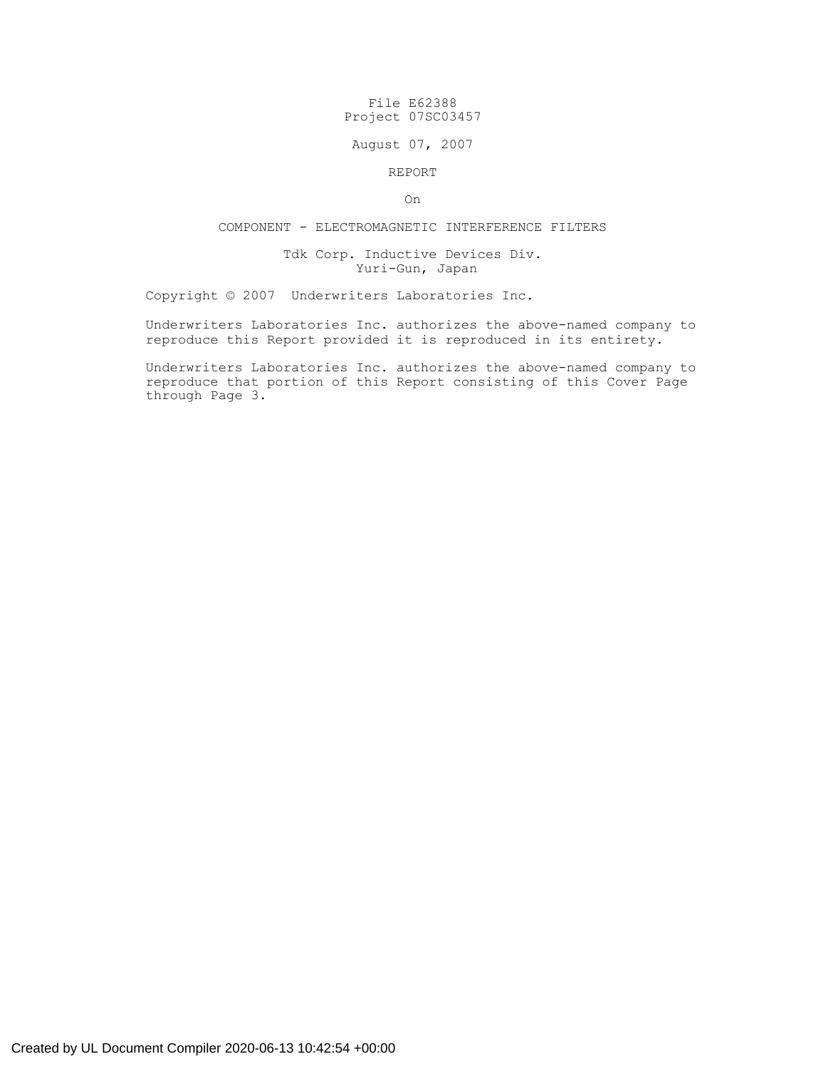File E62388
Project 07SC03457

August 07, 2007

REPORT

On

COMPONENT - ELECTROMAGNETIC INTERFERENCE FILTERS

Tdk Corp. Inductive Devices Div.
Yuri-Gun, Japan

Copyright © 2007 Underwriters Laboratories Inc.

Underwriters Laboratories Inc. authorizes the above-named company to reproduce this Report provided it is reproduced in its entirety.

Underwriters Laboratories Inc. authorizes the above-named company to reproduce that portion of this Report consisting of this Cover Page through Page 3.

Created by UL Document Compiler 2020-06-13 10:42:54 +00:00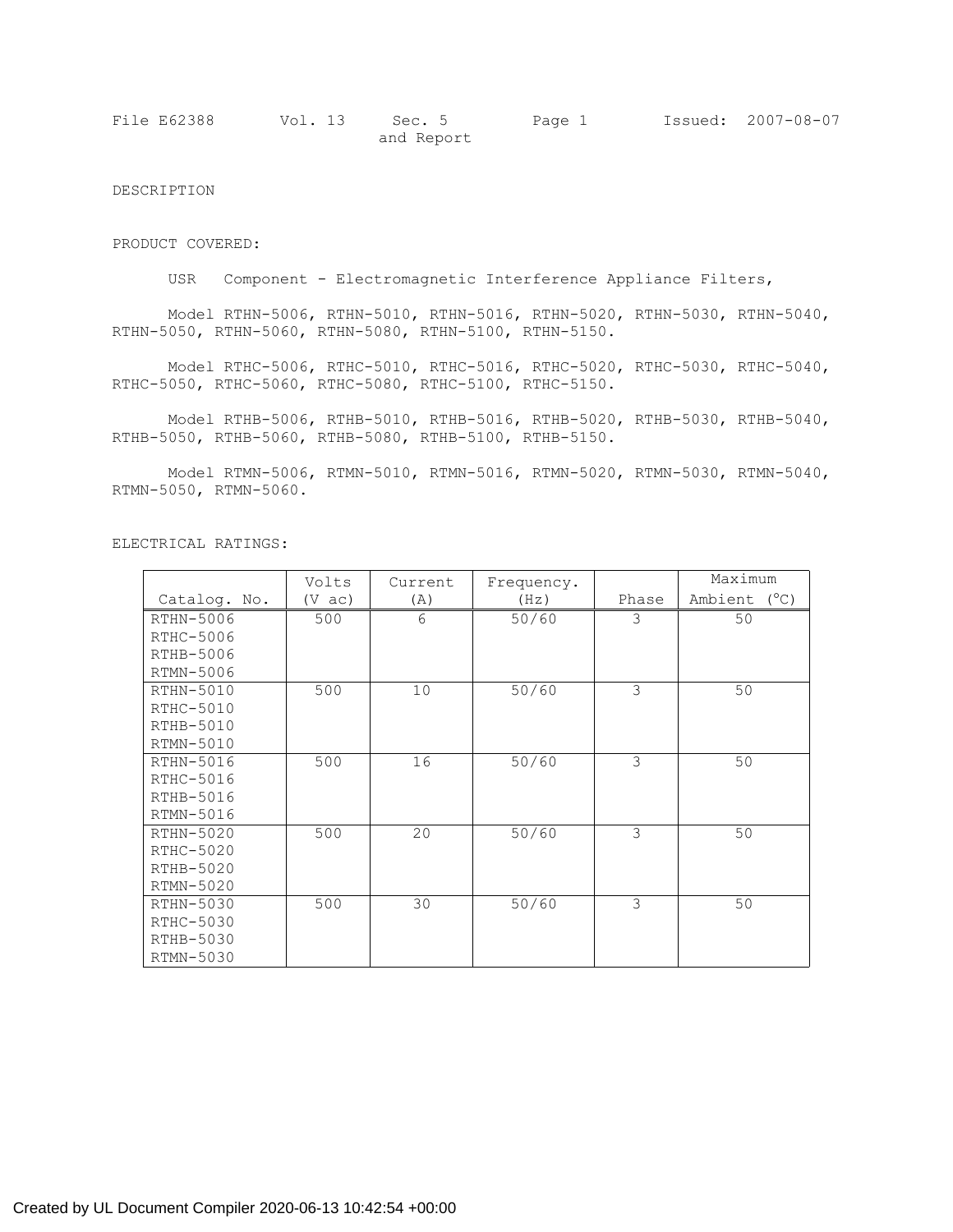DESCRIPTION

PRODUCT COVERED:

USR Component - Electromagnetic Interference Appliance Filters,

Model RTHN-5006, RTHN-5010, RTHN-5016, RTHN-5020, RTHN-5030, RTHN-5040, RTHN-5050, RTHN-5060, RTHN-5080, RTHN-5100, RTHN-5150.

Model RTHC-5006, RTHC-5010, RTHC-5016, RTHC-5020, RTHC-5030, RTHC-5040, RTHC-5050, RTHC-5060, RTHC-5080, RTHC-5100, RTHC-5150.

Model RTHB-5006, RTHB-5010, RTHB-5016, RTHB-5020, RTHB-5030, RTHB-5040, RTHB-5050, RTHB-5060, RTHB-5080, RTHB-5100, RTHB-5150.

Model RTMN-5006, RTMN-5010, RTMN-5016, RTMN-5020, RTMN-5030, RTMN-5040, RTMN-5050, RTMN-5060.

ELECTRICAL RATINGS:

| Catalog. No. | Volts (V ac) | Current (A) | Frequency. (Hz) | Phase | Maximum Ambient (°C) |
|---|---|---|---|---|---|
| RTHN-5006<br>RTHC-5006<br>RTHB-5006<br>RTMN-5006 | 500 | 6 | 50/60 | 3 | 50 |
| RTHN-5010<br>RTHC-5010<br>RTHB-5010<br>RTMN-5010 | 500 | 10 | 50/60 | 3 | 50 |
| RTHN-5016<br>RTHC-5016<br>RTHB-5016<br>RTMN-5016 | 500 | 16 | 50/60 | 3 | 50 |
| RTHN-5020<br>RTHC-5020<br>RTHB-5020<br>RTMN-5020 | 500 | 20 | 50/60 | 3 | 50 |
| RTHN-5030<br>RTHC-5030<br>RTHB-5030<br>RTMN-5030 | 500 | 30 | 50/60 | 3 | 50 |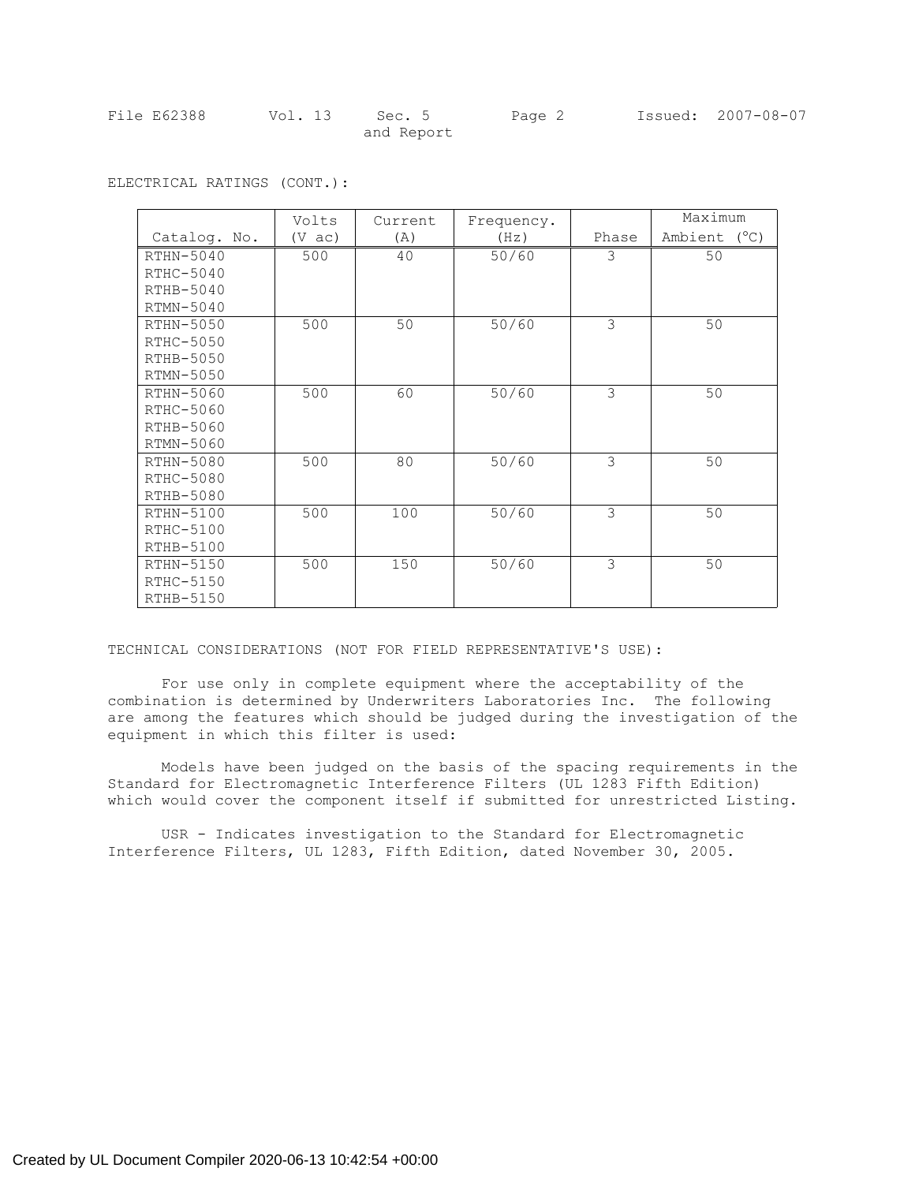ELECTRICAL RATINGS (CONT.):

| Catalog. No. | Volts (V ac) | Current (A) | Frequency. (Hz) | Phase | Maximum Ambient (°C) |
|---|---|---|---|---|---|
| RTHN-5040<br>RTHC-5040<br>RTHB-5040<br>RTMN-5040 | 500 | 40 | 50/60 | 3 | 50 |
| RTHN-5050<br>RTHC-5050<br>RTHB-5050<br>RTMN-5050 | 500 | 50 | 50/60 | 3 | 50 |
| RTHN-5060<br>RTHC-5060<br>RTHB-5060<br>RTMN-5060 | 500 | 60 | 50/60 | 3 | 50 |
| RTHN-5080<br>RTHC-5080<br>RTHB-5080 | 500 | 80 | 50/60 | 3 | 50 |
| RTHN-5100<br>RTHC-5100<br>RTHB-5100 | 500 | 100 | 50/60 | 3 | 50 |
| RTHN-5150<br>RTHC-5150<br>RTHB-5150 | 500 | 150 | 50/60 | 3 | 50 |

TECHNICAL CONSIDERATIONS (NOT FOR FIELD REPRESENTATIVE'S USE):

For use only in complete equipment where the acceptability of the combination is determined by Underwriters Laboratories Inc. The following are among the features which should be judged during the investigation of the equipment in which this filter is used:

Models have been judged on the basis of the spacing requirements in the Standard for Electromagnetic Interference Filters (UL 1283 Fifth Edition) which would cover the component itself if submitted for unrestricted Listing.

USR - Indicates investigation to the Standard for Electromagnetic Interference Filters, UL 1283, Fifth Edition, dated November 30, 2005.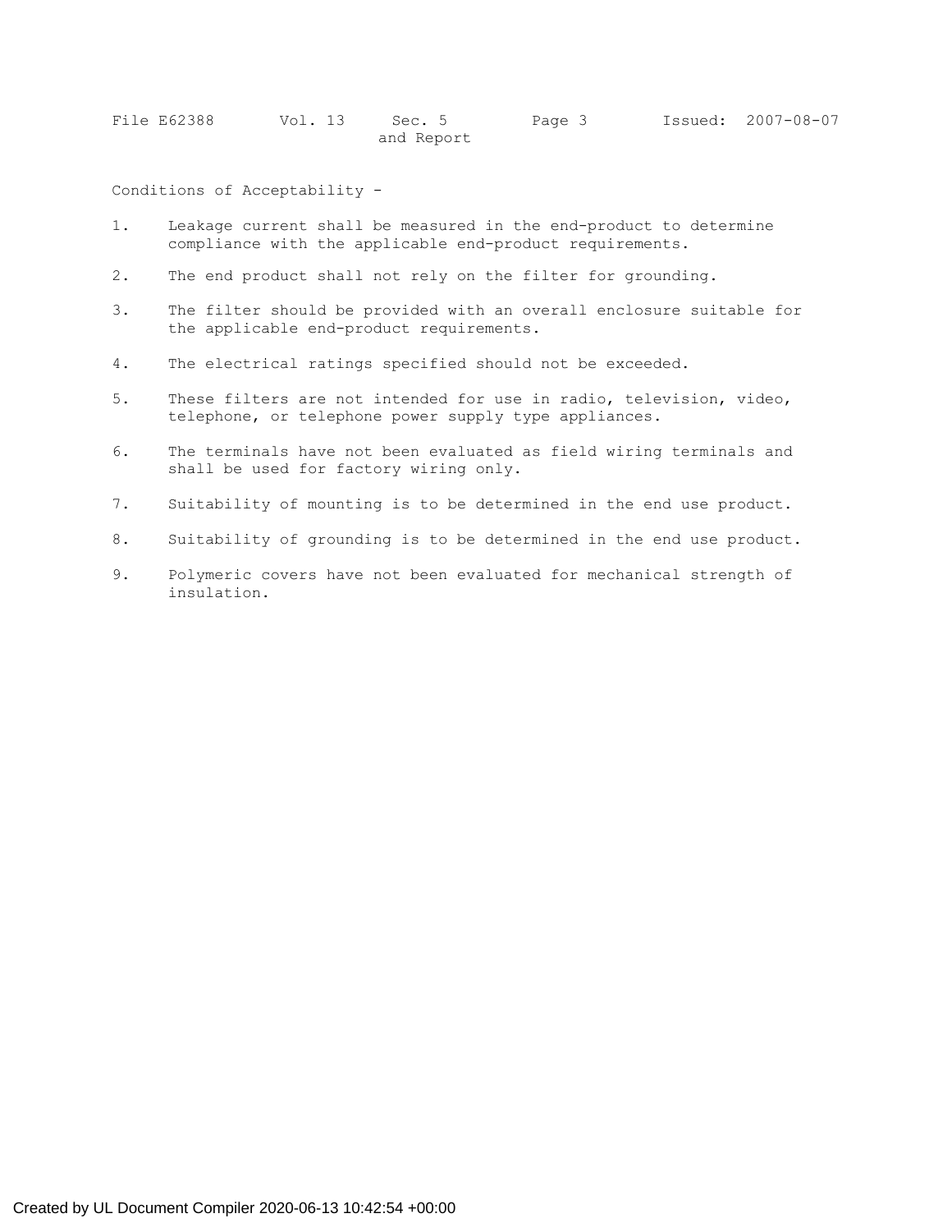Conditions of Acceptability -

1. Leakage current shall be measured in the end-product to determine compliance with the applicable end-product requirements.

2. The end product shall not rely on the filter for grounding.

3. The filter should be provided with an overall enclosure suitable for the applicable end-product requirements.

4. The electrical ratings specified should not be exceeded.

5. These filters are not intended for use in radio, television, video, telephone, or telephone power supply type appliances.

6. The terminals have not been evaluated as field wiring terminals and shall be used for factory wiring only.

7. Suitability of mounting is to be determined in the end use product.

8. Suitability of grounding is to be determined in the end use product.

9. Polymeric covers have not been evaluated for mechanical strength of insulation.